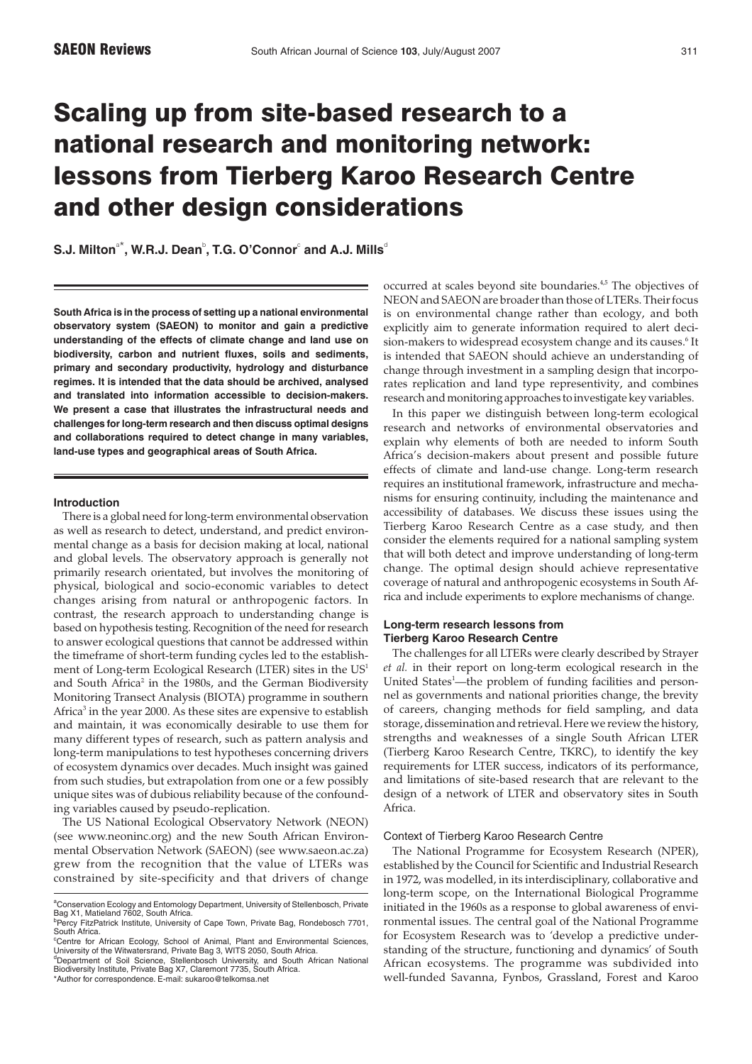SAEON Reviews

# Scaling up from site-based research to a national research and monitoring network: lessons from Tierberg Karoo Research Centre and other design considerations

**S.J. Milton[a*], W.R.J. Dean[b], T.G. O'Connor[c] and A.J. Mills[d]**

**South Africa is in the process of setting up a national environmental observatory system (SAEON) to monitor and gain a predictive understanding of the effects of climate change and land use on biodiversity, carbon and nutrient fluxes, soils and sediments, primary and secondary productivity, hydrology and disturbance regimes. It is intended that the data should be archived, analysed and translated into information accessible to decision-makers. We present a case that illustrates the infrastructural needs and challenges for long-term research and then discuss optimal designs and collaborations required to detect change in many variables, land-use types and geographical areas of South Africa.**

## Introduction

There is a global need for long-term environmental observation as well as research to detect, understand, and predict environmental change as a basis for decision making at local, national and global levels. The observatory approach is generally not primarily research orientated, but involves the monitoring of physical, biological and socio-economic variables to detect changes arising from natural or anthropogenic factors. In contrast, the research approach to understanding change is based on hypothesis testing. Recognition of the need for research to answer ecological questions that cannot be addressed within the timeframe of short-term funding cycles led to the establishment of Long-term Ecological Research (LTER) sites in the US[1] and South Africa[2] in the 1980s, and the German Biodiversity Monitoring Transect Analysis (BIOTA) programme in southern Africa[3] in the year 2000. As these sites are expensive to establish and maintain, it was economically desirable to use them for many different types of research, such as pattern analysis and long-term manipulations to test hypotheses concerning drivers of ecosystem dynamics over decades. Much insight was gained from such studies, but extrapolation from one or a few possibly unique sites was of dubious reliability because of the confounding variables caused by pseudo-replication.

The US National Ecological Observatory Network (NEON) (see www.neoninc.org) and the new South African Environmental Observation Network (SAEON) (see www.saeon.ac.za) grew from the recognition that the value of LTERs was constrained by site-specificity and that drivers of change occurred at scales beyond site boundaries.[4,5] The objectives of NEON and SAEON are broader than those of LTERs. Their focus is on environmental change rather than ecology, and both explicitly aim to generate information required to alert decision-makers to widespread ecosystem change and its causes.[6] It is intended that SAEON should achieve an understanding of change through investment in a sampling design that incorporates replication and land type representivity, and combines research and monitoring approaches to investigate key variables.

In this paper we distinguish between long-term ecological research and networks of environmental observatories and explain why elements of both are needed to inform South Africa's decision-makers about present and possible future effects of climate and land-use change. Long-term research requires an institutional framework, infrastructure and mechanisms for ensuring continuity, including the maintenance and accessibility of databases. We discuss these issues using the Tierberg Karoo Research Centre as a case study, and then consider the elements required for a national sampling system that will both detect and improve understanding of long-term change. The optimal design should achieve representative coverage of natural and anthropogenic ecosystems in South Africa and include experiments to explore mechanisms of change.

## Long-term research lessons from Tierberg Karoo Research Centre

The challenges for all LTERs were clearly described by Strayer *et al.* in their report on long-term ecological research in the United States[1]—the problem of funding facilities and personnel as governments and national priorities change, the brevity of careers, changing methods for field sampling, and data storage, dissemination and retrieval. Here we review the history, strengths and weaknesses of a single South African LTER (Tierberg Karoo Research Centre, TKRC), to identify the key requirements for LTER success, indicators of its performance, and limitations of site-based research that are relevant to the design of a network of LTER and observatory sites in South Africa.

### Context of Tierberg Karoo Research Centre

The National Programme for Ecosystem Research (NPER), established by the Council for Scientific and Industrial Research in 1972, was modelled, in its interdisciplinary, collaborative and long-term scope, on the International Biological Programme initiated in the 1960s as a response to global awareness of environmental issues. The central goal of the National Programme for Ecosystem Research was to 'develop a predictive understanding of the structure, functioning and dynamics' of South African ecosystems. The programme was subdivided into well-funded Savanna, Fynbos, Grassland, Forest and Karoo

---

[a]Conservation Ecology and Entomology Department, University of Stellenbosch, Private Bag X1, Matieland 7602, South Africa.
[b]Percy FitzPatrick Institute, University of Cape Town, Private Bag, Rondebosch 7701, South Africa.
[c]Centre for African Ecology, School of Animal, Plant and Environmental Sciences, University of the Witwatersrand, Private Bag 3, WITS 2050, South Africa.
[d]Department of Soil Science, Stellenbosch University, and South African National Biodiversity Institute, Private Bag X7, Claremont 7735, South Africa.
*Author for correspondence. E-mail: sukaroo@telkomsa.net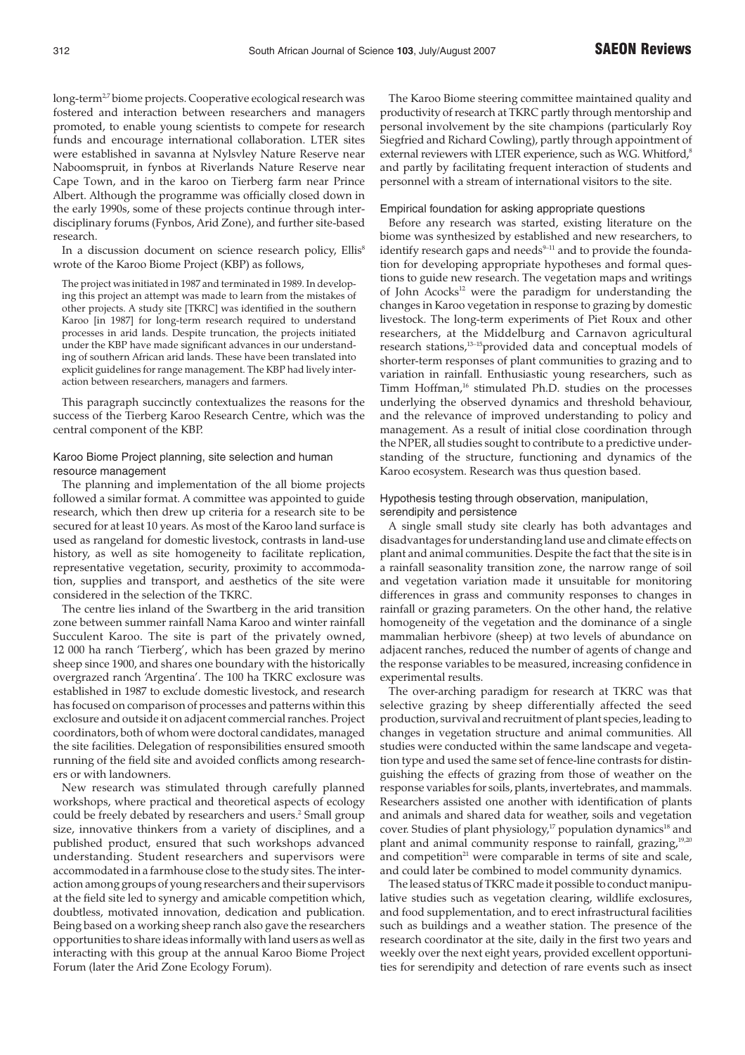long-term[2,7] biome projects. Cooperative ecological research was fostered and interaction between researchers and managers promoted, to enable young scientists to compete for research funds and encourage international collaboration. LTER sites were established in savanna at Nylsvley Nature Reserve near Naboomspruit, in fynbos at Riverlands Nature Reserve near Cape Town, and in the karoo on Tierberg farm near Prince Albert. Although the programme was officially closed down in the early 1990s, some of these projects continue through interdisciplinary forums (Fynbos, Arid Zone), and further site-based research.

In a discussion document on science research policy, Ellis[8] wrote of the Karoo Biome Project (KBP) as follows,

> The project was initiated in 1987 and terminated in 1989. In developing this project an attempt was made to learn from the mistakes of other projects. A study site [TKRC] was identified in the southern Karoo [in 1987] for long-term research required to understand processes in arid lands. Despite truncation, the projects initiated under the KBP have made significant advances in our understanding of southern African arid lands. These have been translated into explicit guidelines for range management. The KBP had lively interaction between researchers, managers and farmers.

This paragraph succinctly contextualizes the reasons for the success of the Tierberg Karoo Research Centre, which was the central component of the KBP.

### Karoo Biome Project planning, site selection and human resource management

The planning and implementation of the all biome projects followed a similar format. A committee was appointed to guide research, which then drew up criteria for a research site to be secured for at least 10 years. As most of the Karoo land surface is used as rangeland for domestic livestock, contrasts in land-use history, as well as site homogeneity to facilitate replication, representative vegetation, security, proximity to accommodation, supplies and transport, and aesthetics of the site were considered in the selection of the TKRC.

The centre lies inland of the Swartberg in the arid transition zone between summer rainfall Nama Karoo and winter rainfall Succulent Karoo. The site is part of the privately owned, 12 000 ha ranch 'Tierberg', which has been grazed by merino sheep since 1900, and shares one boundary with the historically overgrazed ranch 'Argentina'. The 100 ha TKRC exclosure was established in 1987 to exclude domestic livestock, and research has focused on comparison of processes and patterns within this exclosure and outside it on adjacent commercial ranches. Project coordinators, both of whom were doctoral candidates, managed the site facilities. Delegation of responsibilities ensured smooth running of the field site and avoided conflicts among researchers or with landowners.

New research was stimulated through carefully planned workshops, where practical and theoretical aspects of ecology could be freely debated by researchers and users.[2] Small group size, innovative thinkers from a variety of disciplines, and a published product, ensured that such workshops advanced understanding. Student researchers and supervisors were accommodated in a farmhouse close to the study sites. The interaction among groups of young researchers and their supervisors at the field site led to synergy and amicable competition which, doubtless, motivated innovation, dedication and publication. Being based on a working sheep ranch also gave the researchers opportunities to share ideas informally with land users as well as interacting with this group at the annual Karoo Biome Project Forum (later the Arid Zone Ecology Forum).

The Karoo Biome steering committee maintained quality and productivity of research at TKRC partly through mentorship and personal involvement by the site champions (particularly Roy Siegfried and Richard Cowling), partly through appointment of external reviewers with LTER experience, such as W.G. Whitford,[8] and partly by facilitating frequent interaction of students and personnel with a stream of international visitors to the site.

### Empirical foundation for asking appropriate questions

Before any research was started, existing literature on the biome was synthesized by established and new researchers, to identify research gaps and needs[9–11] and to provide the foundation for developing appropriate hypotheses and formal questions to guide new research. The vegetation maps and writings of John Acocks[12] were the paradigm for understanding the changes in Karoo vegetation in response to grazing by domestic livestock. The long-term experiments of Piet Roux and other researchers, at the Middelburg and Carnavon agricultural research stations,[13–15] provided data and conceptual models of shorter-term responses of plant communities to grazing and to variation in rainfall. Enthusiastic young researchers, such as Timm Hoffman,[16] stimulated Ph.D. studies on the processes underlying the observed dynamics and threshold behaviour, and the relevance of improved understanding to policy and management. As a result of initial close coordination through the NPER, all studies sought to contribute to a predictive understanding of the structure, functioning and dynamics of the Karoo ecosystem. Research was thus question based.

### Hypothesis testing through observation, manipulation, serendipity and persistence

A single small study site clearly has both advantages and disadvantages for understanding land use and climate effects on plant and animal communities. Despite the fact that the site is in a rainfall seasonality transition zone, the narrow range of soil and vegetation variation made it unsuitable for monitoring differences in grass and community responses to changes in rainfall or grazing parameters. On the other hand, the relative homogeneity of the vegetation and the dominance of a single mammalian herbivore (sheep) at two levels of abundance on adjacent ranches, reduced the number of agents of change and the response variables to be measured, increasing confidence in experimental results.

The over-arching paradigm for research at TKRC was that selective grazing by sheep differentially affected the seed production, survival and recruitment of plant species, leading to changes in vegetation structure and animal communities. All studies were conducted within the same landscape and vegetation type and used the same set of fence-line contrasts for distinguishing the effects of grazing from those of weather on the response variables for soils, plants, invertebrates, and mammals. Researchers assisted one another with identification of plants and animals and shared data for weather, soils and vegetation cover. Studies of plant physiology,[17] population dynamics[18] and plant and animal community response to rainfall, grazing,[19,20] and competition[21] were comparable in terms of site and scale, and could later be combined to model community dynamics.

The leased status of TKRC made it possible to conduct manipulative studies such as vegetation clearing, wildlife exclosures, and food supplementation, and to erect infrastructural facilities such as buildings and a weather station. The presence of the research coordinator at the site, daily in the first two years and weekly over the next eight years, provided excellent opportunities for serendipity and detection of rare events such as insect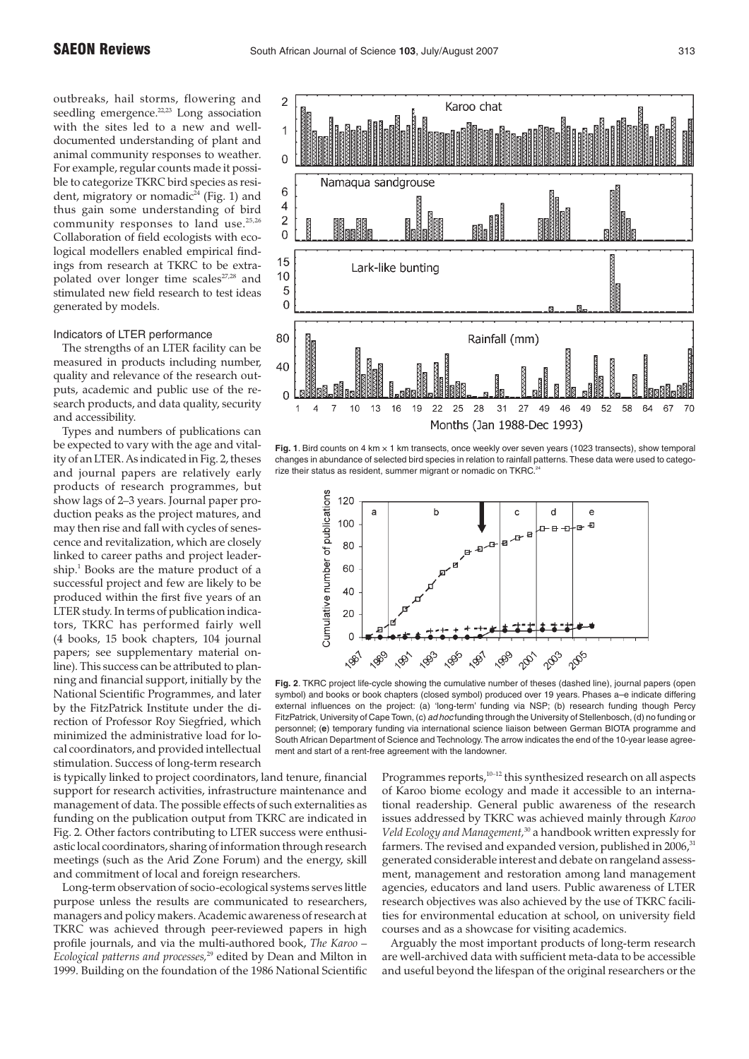outbreaks, hail storms, flowering and seedling emergence.[22,23] Long association with the sites led to a new and well-documented understanding of plant and animal community responses to weather. For example, regular counts made it possible to categorize TKRC bird species as resident, migratory or nomadic[24] (Fig. 1) and thus gain some understanding of bird community responses to land use.[25,26] Collaboration of field ecologists with ecological modellers enabled empirical findings from research at TKRC to be extrapolated over longer time scales[27,28] and stimulated new field research to test ideas generated by models.

### Indicators of LTER performance

The strengths of an LTER facility can be measured in products including number, quality and relevance of the research outputs, academic and public use of the research products, and data quality, security and accessibility.

Types and numbers of publications can be expected to vary with the age and vitality of an LTER. As indicated in Fig. 2, theses and journal papers are relatively early products of research programmes, but show lags of 2–3 years. Journal paper production peaks as the project matures, and may then rise and fall with cycles of senescence and revitalization, which are closely linked to career paths and project leadership.[1] Books are the mature product of a successful project and few are likely to be produced within the first five years of an LTER study. In terms of publication indicators, TKRC has performed fairly well (4 books, 15 book chapters, 104 journal papers; see supplementary material online). This success can be attributed to planning and financial support, initially by the National Scientific Programmes, and later by the FitzPatrick Institute under the direction of Professor Roy Siegfried, which minimized the administrative load for local coordinators, and provided intellectual stimulation. Success of long-term research is typically linked to project coordinators, land tenure, financial support for research activities, infrastructure maintenance and management of data. The possible effects of such externalities as funding on the publication output from TKRC are indicated in Fig. 2. Other factors contributing to LTER success were enthusiastic local coordinators, sharing of information through research meetings (such as the Arid Zone Forum) and the energy, skill and commitment of local and foreign researchers.

**Fig. 1**. Bird counts on 4 km × 1 km transects, once weekly over seven years (1023 transects), show temporal changes in abundance of selected bird species in relation to rainfall patterns. These data were used to categorize their status as resident, summer migrant or nomadic on TKRC.[24]

**Fig. 2**. TKRC project life-cycle showing the cumulative number of theses (dashed line), journal papers (open symbol) and books or book chapters (closed symbol) produced over 19 years. Phases a–e indicate differing external influences on the project: (a) 'long-term' funding via NSP; (b) research funding though Percy FitzPatrick, University of Cape Town, (c) *ad hoc* funding through the University of Stellenbosch, (d) no funding or personnel; (**e**) temporary funding via international science liaison between German BIOTA programme and South African Department of Science and Technology. The arrow indicates the end of the 10-year lease agreement and start of a rent-free agreement with the landowner.

Long-term observation of socio-ecological systems serves little purpose unless the results are communicated to researchers, managers and policy makers. Academic awareness of research at TKRC was achieved through peer-reviewed papers in high profile journals, and via the multi-authored book, *The Karoo – Ecological patterns and processes*,[29] edited by Dean and Milton in 1999. Building on the foundation of the 1986 National Scientific Programmes reports,[10–12] this synthesized research on all aspects of Karoo biome ecology and made it accessible to an international readership. General public awareness of the research issues addressed by TKRC was achieved mainly through *Karoo Veld Ecology and Management*,[30] a handbook written expressly for farmers. The revised and expanded version, published in 2006,[31] generated considerable interest and debate on rangeland assessment, management and restoration among land management agencies, educators and land users. Public awareness of LTER research objectives was also achieved by the use of TKRC facilities for environmental education at school, on university field courses and as a showcase for visiting academics.

Arguably the most important products of long-term research are well-archived data with sufficient meta-data to be accessible and useful beyond the lifespan of the original researchers or the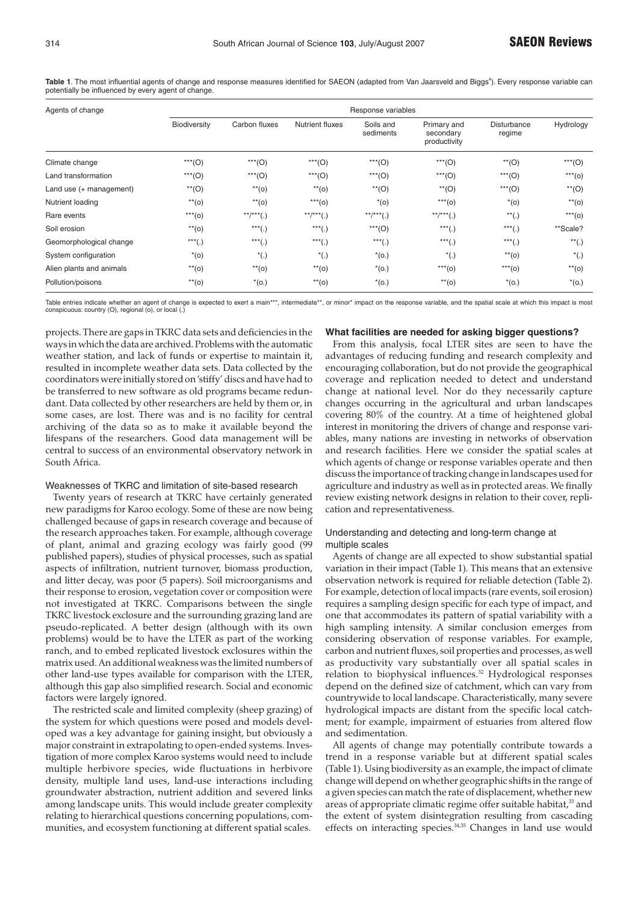Table 1. The most influential agents of change and response measures identified for SAEON (adapted from Van Jaarsveld and Biggs[4]). Every response variable can potentially be influenced by every agent of change.

| Agents of change | Response variables | | | | | | |
|---|---|---|---|---|---|---|---|
| | Biodiversity | Carbon fluxes | Nutrient fluxes | Soils and sediments | Primary and secondary productivity | Disturbance regime | Hydrology |
| Climate change | ***(O) | ***(O) | ***(O) | ***(O) | ***(O) | **(O) | ***(O) |
| Land transformation | ***(O) | ***(O) | ***(O) | ***(O) | ***(O) | ***(O) | ***(o) |
| Land use (+ management) | **(O) | **(o) | **(o) | **(O) | **(O) | ***(O) | **(O) |
| Nutrient loading | **(o) | **(o) | ***(o) | *(o) | ***(o) | *(o) | **(o) |
| Rare events | ***(o) | **/***(.) | **/***(.) | **/***(.) | **/***(.) | **(.) | ***(o) |
| Soil erosion | **(o) | ***(.) | ***(.) | ***(O) | ***(.) | ***(.) | **Scale? |
| Geomorphological change | ***(.) | ***(.) | ***(.) | ***(.) | ***(.) | ***(.) | **(.) |
| System configuration | *(o) | *(.) | *(.) | *(o.) | *(.) | **(o) | *(.) |
| Alien plants and animals | **(o) | **(o) | **(o) | *(o.) | ***(o) | ***(o) | **(o) |
| Pollution/poisons | **(o) | *(o.) | **(o) | *(o.) | **(o) | *(o.) | *(o.) |

Table entries indicate whether an agent of change is expected to exert a main***, intermediate**, or minor* impact on the response variable, and the spatial scale at which this impact is most conspicuous: country (O), regional (o), or local (.)

projects. There are gaps in TKRC data sets and deficiencies in the ways in which the data are archived. Problems with the automatic weather station, and lack of funds or expertise to maintain it, resulted in incomplete weather data sets. Data collected by the coordinators were initially stored on 'stiffy' discs and have had to be transferred to new software as old programs became redundant. Data collected by other researchers are held by them or, in some cases, are lost. There was and is no facility for central archiving of the data so as to make it available beyond the lifespans of the researchers. Good data management will be central to success of an environmental observatory network in South Africa.

### Weaknesses of TKRC and limitation of site-based research

Twenty years of research at TKRC have certainly generated new paradigms for Karoo ecology. Some of these are now being challenged because of gaps in research coverage and because of the research approaches taken. For example, although coverage of plant, animal and grazing ecology was fairly good (99 published papers), studies of physical processes, such as spatial aspects of infiltration, nutrient turnover, biomass production, and litter decay, was poor (5 papers). Soil microorganisms and their response to erosion, vegetation cover or composition were not investigated at TKRC. Comparisons between the single TKRC livestock exclosure and the surrounding grazing land are pseudo-replicated. A better design (although with its own problems) would be to have the LTER as part of the working ranch, and to embed replicated livestock exclosures within the matrix used. An additional weakness was the limited numbers of other land-use types available for comparison with the LTER, although this gap also simplified research. Social and economic factors were largely ignored.

The restricted scale and limited complexity (sheep grazing) of the system for which questions were posed and models developed was a key advantage for gaining insight, but obviously a major constraint in extrapolating to open-ended systems. Investigation of more complex Karoo systems would need to include multiple herbivore species, wide fluctuations in herbivore density, multiple land uses, land-use interactions including groundwater abstraction, nutrient addition and severed links among landscape units. This would include greater complexity relating to hierarchical questions concerning populations, communities, and ecosystem functioning at different spatial scales.

## What facilities are needed for asking bigger questions?

From this analysis, focal LTER sites are seen to have the advantages of reducing funding and research complexity and encouraging collaboration, but do not provide the geographical coverage and replication needed to detect and understand change at national level. Nor do they necessarily capture changes occurring in the agricultural and urban landscapes covering 80% of the country. At a time of heightened global interest in monitoring the drivers of change and response variables, many nations are investing in networks of observation and research facilities. Here we consider the spatial scales at which agents of change or response variables operate and then discuss the importance of tracking change in landscapes used for agriculture and industry as well as in protected areas. We finally review existing network designs in relation to their cover, replication and representativeness.

### Understanding and detecting and long-term change at multiple scales

Agents of change are all expected to show substantial spatial variation in their impact (Table 1). This means that an extensive observation network is required for reliable detection (Table 2). For example, detection of local impacts (rare events, soil erosion) requires a sampling design specific for each type of impact, and one that accommodates its pattern of spatial variability with a high sampling intensity. A similar conclusion emerges from considering observation of response variables. For example, carbon and nutrient fluxes, soil properties and processes, as well as productivity vary substantially over all spatial scales in relation to biophysical influences.[32] Hydrological responses depend on the defined size of catchment, which can vary from countrywide to local landscape. Characteristically, many severe hydrological impacts are distant from the specific local catchment; for example, impairment of estuaries from altered flow and sedimentation.

All agents of change may potentially contribute towards a trend in a response variable but at different spatial scales (Table 1). Using biodiversity as an example, the impact of climate change will depend on whether geographic shifts in the range of a given species can match the rate of displacement, whether new areas of appropriate climatic regime offer suitable habitat,[33] and the extent of system disintegration resulting from cascading effects on interacting species.[34,35] Changes in land use would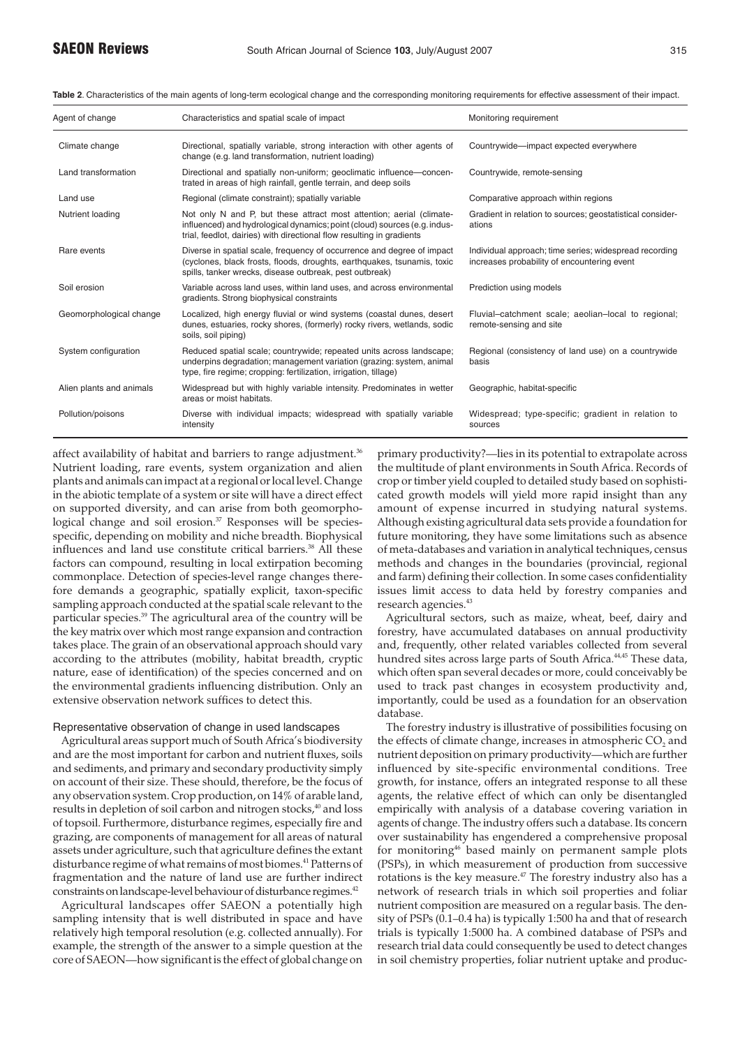**Table 2**. Characteristics of the main agents of long-term ecological change and the corresponding monitoring requirements for effective assessment of their impact.

| Agent of change | Characteristics and spatial scale of impact | Monitoring requirement |
|---|---|---|
| Climate change | Directional, spatially variable, strong interaction with other agents of change (e.g. land transformation, nutrient loading) | Countrywide—impact expected everywhere |
| Land transformation | Directional and spatially non-uniform; geoclimatic influence—concentrated in areas of high rainfall, gentle terrain, and deep soils | Countrywide, remote-sensing |
| Land use | Regional (climate constraint); spatially variable | Comparative approach within regions |
| Nutrient loading | Not only N and P, but these attract most attention; aerial (climate-influenced) and hydrological dynamics; point (cloud) sources (e.g. industrial, feedlot, dairies) with directional flow resulting in gradients | Gradient in relation to sources; geostatistical considerations |
| Rare events | Diverse in spatial scale, frequency of occurrence and degree of impact (cyclones, black frosts, floods, droughts, earthquakes, tsunamis, toxic spills, tanker wrecks, disease outbreak, pest outbreak) | Individual approach; time series; widespread recording increases probability of encountering event |
| Soil erosion | Variable across land uses, within land uses, and across environmental gradients. Strong biophysical constraints | Prediction using models |
| Geomorphological change | Localized, high energy fluvial or wind systems (coastal dunes, desert dunes, estuaries, rocky shores, (formerly) rocky rivers, wetlands, sodic soils, soil piping) | Fluvial–catchment scale; aeolian–local to regional; remote-sensing and site |
| System configuration | Reduced spatial scale; countrywide; repeated units across landscape; underpins degradation; management variation (grazing: system, animal type, fire regime; cropping: fertilization, irrigation, tillage) | Regional (consistency of land use) on a countrywide basis |
| Alien plants and animals | Widespread but with highly variable intensity. Predominates in wetter areas or moist habitats. | Geographic, habitat-specific |
| Pollution/poisons | Diverse with individual impacts; widespread with spatially variable intensity | Widespread; type-specific; gradient in relation to sources |

affect availability of habitat and barriers to range adjustment.[36] Nutrient loading, rare events, system organization and alien plants and animals can impact at a regional or local level. Change in the abiotic template of a system or site will have a direct effect on supported diversity, and can arise from both geomorphological change and soil erosion.[37] Responses will be species-specific, depending on mobility and niche breadth. Biophysical influences and land use constitute critical barriers.[38] All these factors can compound, resulting in local extirpation becoming commonplace. Detection of species-level range changes therefore demands a geographic, spatially explicit, taxon-specific sampling approach conducted at the spatial scale relevant to the particular species.[39] The agricultural area of the country will be the key matrix over which most range expansion and contraction takes place. The grain of an observational approach should vary according to the attributes (mobility, habitat breadth, cryptic nature, ease of identification) of the species concerned and on the environmental gradients influencing distribution. Only an extensive observation network suffices to detect this.

### Representative observation of change in used landscapes

Agricultural areas support much of South Africa's biodiversity and are the most important for carbon and nutrient fluxes, soils and sediments, and primary and secondary productivity simply on account of their size. These should, therefore, be the focus of any observation system. Crop production, on 14% of arable land, results in depletion of soil carbon and nitrogen stocks,[40] and loss of topsoil. Furthermore, disturbance regimes, especially fire and grazing, are components of management for all areas of natural assets under agriculture, such that agriculture defines the extant disturbance regime of what remains of most biomes.[41] Patterns of fragmentation and the nature of land use are further indirect constraints on landscape-level behaviour of disturbance regimes.[42]

Agricultural landscapes offer SAEON a potentially high sampling intensity that is well distributed in space and have relatively high temporal resolution (e.g. collected annually). For example, the strength of the answer to a simple question at the core of SAEON—how significant is the effect of global change on primary productivity?—lies in its potential to extrapolate across the multitude of plant environments in South Africa. Records of crop or timber yield coupled to detailed study based on sophisticated growth models will yield more rapid insight than any amount of expense incurred in studying natural systems. Although existing agricultural data sets provide a foundation for future monitoring, they have some limitations such as absence of meta-databases and variation in analytical techniques, census methods and changes in the boundaries (provincial, regional and farm) defining their collection. In some cases confidentiality issues limit access to data held by forestry companies and research agencies.[43]

Agricultural sectors, such as maize, wheat, beef, dairy and forestry, have accumulated databases on annual productivity and, frequently, other related variables collected from several hundred sites across large parts of South Africa.[44,45] These data, which often span several decades or more, could conceivably be used to track past changes in ecosystem productivity and, importantly, could be used as a foundation for an observation database.

The forestry industry is illustrative of possibilities focusing on the effects of climate change, increases in atmospheric $CO_2$ and nutrient deposition on primary productivity—which are further influenced by site-specific environmental conditions. Tree growth, for instance, offers an integrated response to all these agents, the relative effect of which can only be disentangled empirically with analysis of a database covering variation in agents of change. The industry offers such a database. Its concern over sustainability has engendered a comprehensive proposal for monitoring[46] based mainly on permanent sample plots (PSPs), in which measurement of production from successive rotations is the key measure.[47] The forestry industry also has a network of research trials in which soil properties and foliar nutrient composition are measured on a regular basis. The density of PSPs (0.1–0.4 ha) is typically 1:500 ha and that of research trials is typically 1:5000 ha. A combined database of PSPs and research trial data could consequently be used to detect changes in soil chemistry properties, foliar nutrient uptake and produc-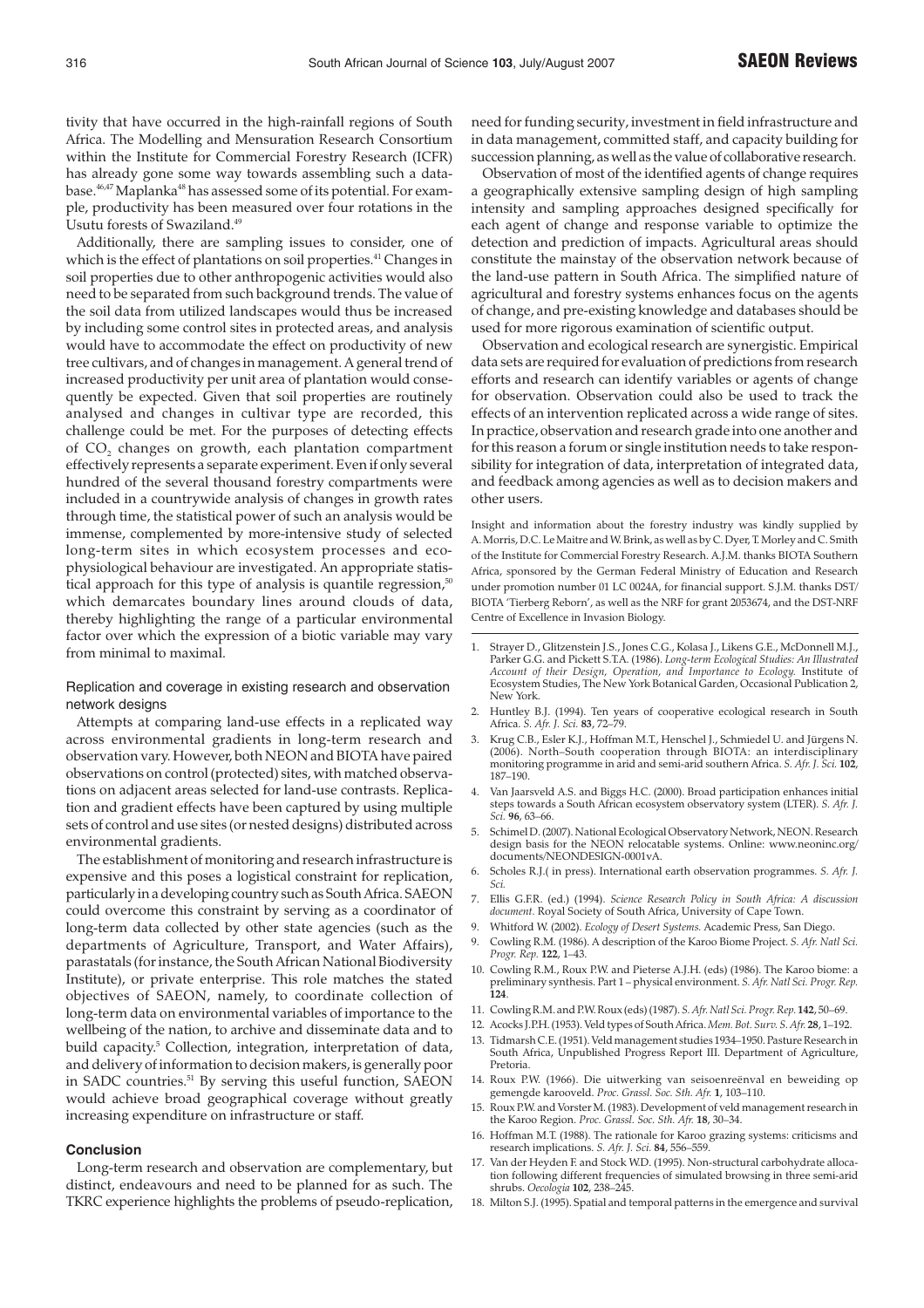tivity that have occurred in the high-rainfall regions of South Africa. The Modelling and Mensuration Research Consortium within the Institute for Commercial Forestry Research (ICFR) has already gone some way towards assembling such a database.[46,47] Maplanka[48] has assessed some of its potential. For example, productivity has been measured over four rotations in the Usutu forests of Swaziland.[49]

Additionally, there are sampling issues to consider, one of which is the effect of plantations on soil properties.[41] Changes in soil properties due to other anthropogenic activities would also need to be separated from such background trends. The value of the soil data from utilized landscapes would thus be increased by including some control sites in protected areas, and analysis would have to accommodate the effect on productivity of new tree cultivars, and of changes in management. A general trend of increased productivity per unit area of plantation would consequently be expected. Given that soil properties are routinely analysed and changes in cultivar type are recorded, this challenge could be met. For the purposes of detecting effects of $CO_2$ changes on growth, each plantation compartment effectively represents a separate experiment. Even if only several hundred of the several thousand forestry compartments were included in a countrywide analysis of changes in growth rates through time, the statistical power of such an analysis would be immense, complemented by more-intensive study of selected long-term sites in which ecosystem processes and ecophysiological behaviour are investigated. An appropriate statistical approach for this type of analysis is quantile regression,[50] which demarcates boundary lines around clouds of data, thereby highlighting the range of a particular environmental factor over which the expression of a biotic variable may vary from minimal to maximal.

### Replication and coverage in existing research and observation network designs

Attempts at comparing land-use effects in a replicated way across environmental gradients in long-term research and observation vary. However, both NEON and BIOTA have paired observations on control (protected) sites, with matched observations on adjacent areas selected for land-use contrasts. Replication and gradient effects have been captured by using multiple sets of control and use sites (or nested designs) distributed across environmental gradients.

The establishment of monitoring and research infrastructure is expensive and this poses a logistical constraint for replication, particularly in a developing country such as South Africa. SAEON could overcome this constraint by serving as a coordinator of long-term data collected by other state agencies (such as the departments of Agriculture, Transport, and Water Affairs), parastatals (for instance, the South African National Biodiversity Institute), or private enterprise. This role matches the stated objectives of SAEON, namely, to coordinate collection of long-term data on environmental variables of importance to the wellbeing of the nation, to archive and disseminate data and to build capacity.[5] Collection, integration, interpretation of data, and delivery of information to decision makers, is generally poor in SADC countries.[51] By serving this useful function, SAEON would achieve broad geographical coverage without greatly increasing expenditure on infrastructure or staff.

## Conclusion

Long-term research and observation are complementary, but distinct, endeavours and need to be planned for as such. The TKRC experience highlights the problems of pseudo-replication, need for funding security, investment in field infrastructure and in data management, committed staff, and capacity building for succession planning, as well as the value of collaborative research.

Observation of most of the identified agents of change requires a geographically extensive sampling design of high sampling intensity and sampling approaches designed specifically for each agent of change and response variable to optimize the detection and prediction of impacts. Agricultural areas should constitute the mainstay of the observation network because of the land-use pattern in South Africa. The simplified nature of agricultural and forestry systems enhances focus on the agents of change, and pre-existing knowledge and databases should be used for more rigorous examination of scientific output.

Observation and ecological research are synergistic. Empirical data sets are required for evaluation of predictions from research efforts and research can identify variables or agents of change for observation. Observation could also be used to track the effects of an intervention replicated across a wide range of sites. In practice, observation and research grade into one another and for this reason a forum or single institution needs to take responsibility for integration of data, interpretation of integrated data, and feedback among agencies as well as to decision makers and other users.

Insight and information about the forestry industry was kindly supplied by A. Morris, D.C. Le Maitre and W. Brink, as well as by C. Dyer, T. Morley and C. Smith of the Institute for Commercial Forestry Research. A.J.M. thanks BIOTA Southern Africa, sponsored by the German Federal Ministry of Education and Research under promotion number 01 LC 0024A, for financial support. S.J.M. thanks DST/BIOTA 'Tierberg Reborn', as well as the NRF for grant 2053674, and the DST-NRF Centre of Excellence in Invasion Biology.

1. Strayer D., Glitzenstein J.S., Jones C.G., Kolasa J., Likens G.E., McDonnell M.J., Parker G.G. and Pickett S.T.A. (1986). *Long-term Ecological Studies: An Illustrated Account of their Design, Operation, and Importance to Ecology.* Institute of Ecosystem Studies, The New York Botanical Garden, Occasional Publication 2, New York.
2. Huntley B.J. (1994). Ten years of cooperative ecological research in South Africa. *S. Afr. J. Sci.* **83**, 72–79.
3. Krug C.B., Esler K.J., Hoffman M.T., Henschel J., Schmiedel U. and Jürgens N. (2006). North–South cooperation through BIOTA: an interdisciplinary monitoring programme in arid and semi-arid southern Africa. *S. Afr. J. Sci.* **102**, 187–190.
4. Van Jaarsveld A.S. and Biggs H.C. (2000). Broad participation enhances initial steps towards a South African ecosystem observatory system (LTER). *S. Afr. J. Sci.* **96**, 63–66.
5. Schimel D. (2007). National Ecological Observatory Network, NEON. Research design basis for the NEON relocatable systems. Online: www.neoninc.org/documents/NEONDESIGN-0001vA.
6. Scholes R.J.( in press). International earth observation programmes. *S. Afr. J. Sci.*
7. Ellis G.F.R. (ed.) (1994). *Science Research Policy in South Africa: A discussion document.* Royal Society of South Africa, University of Cape Town.
9. Whitford W. (2002). *Ecology of Desert Systems.* Academic Press, San Diego.
9. Cowling R.M. (1986). A description of the Karoo Biome Project. *S. Afr. Natl Sci. Progr. Rep.* **122**, 1–43.
10. Cowling R.M., Roux P.W. and Pieterse A.J.H. (eds) (1986). The Karoo biome: a preliminary synthesis. Part 1 – physical environment. *S. Afr. Natl Sci. Progr. Rep.* **124**.
11. Cowling R.M. and P.W. Roux (eds) (1987). *S. Afr. Natl Sci. Progr. Rep.* **142**, 50–69.
12. Acocks J.P.H. (1953). Veld types of South Africa. *Mem. Bot. Surv. S. Afr.* **28**, 1–192.
13. Tidmarsh C.E. (1951). Veld management studies 1934–1950. Pasture Research in South Africa, Unpublished Progress Report III. Department of Agriculture, Pretoria.
14. Roux P.W. (1966). Die uitwerking van seisoenreënval en beweiding op gemengde karooveld. *Proc. Grassl. Soc. Sth. Afr.* **1**, 103–110.
15. Roux P.W. and Vorster M. (1983). Development of veld management research in the Karoo Region. *Proc. Grassl. Soc. Sth. Afr.* **18**, 30–34.
16. Hoffman M.T. (1988). The rationale for Karoo grazing systems: criticisms and research implications. *S. Afr. J. Sci.* **84**, 556–559.
17. Van der Heyden F. and Stock W.D. (1995). Non-structural carbohydrate allocation following different frequencies of simulated browsing in three semi-arid shrubs. *Oecologia* **102**, 238–245.
18. Milton S.J. (1995). Spatial and temporal patterns in the emergence and survival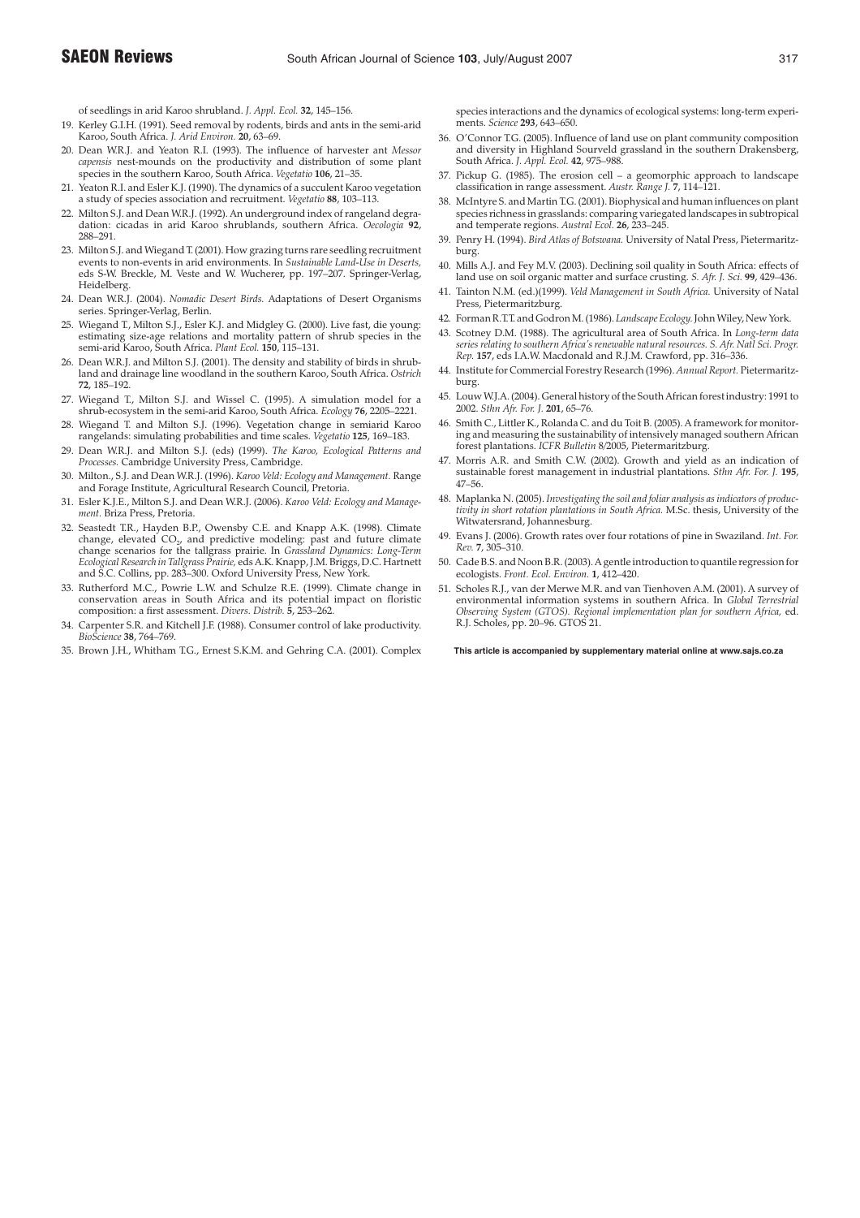of seedlings in arid Karoo shrubland. *J. Appl. Ecol.* **32**, 145–156.

19. Kerley G.I.H. (1991). Seed removal by rodents, birds and ants in the semi-arid Karoo, South Africa. *J. Arid Environ.* **20**, 63–69.
20. Dean W.R.J. and Yeaton R.I. (1993). The influence of harvester ant *Messor capensis* nest-mounds on the productivity and distribution of some plant species in the southern Karoo, South Africa. *Vegetatio* **106**, 21–35.
21. Yeaton R.I. and Esler K.J. (1990). The dynamics of a succulent Karoo vegetation a study of species association and recruitment. *Vegetatio* **88**, 103–113.
22. Milton S.J. and Dean W.R.J. (1992). An underground index of rangeland degradation: cicadas in arid Karoo shrublands, southern Africa. *Oecologia* **92**, 288–291.
23. Milton S.J. and Wiegand T. (2001). How grazing turns rare seedling recruitment events to non-events in arid environments. In *Sustainable Land-Use in Deserts,* eds S-W. Breckle, M. Veste and W. Wucherer, pp. 197–207. Springer-Verlag, Heidelberg.
24. Dean W.R.J. (2004). *Nomadic Desert Birds.* Adaptations of Desert Organisms series. Springer-Verlag, Berlin.
25. Wiegand T., Milton S.J., Esler K.J. and Midgley G. (2000). Live fast, die young: estimating size-age relations and mortality pattern of shrub species in the semi-arid Karoo, South Africa. *Plant Ecol.* **150**, 115–131.
26. Dean W.R.J. and Milton S.J. (2001). The density and stability of birds in shrubland and drainage line woodland in the southern Karoo, South Africa. *Ostrich* **72**, 185–192.
27. Wiegand T., Milton S.J. and Wissel C. (1995). A simulation model for a shrub-ecosystem in the semi-arid Karoo, South Africa. *Ecology* **76**, 2205–2221.
28. Wiegand T. and Milton S.J. (1996). Vegetation change in semiarid Karoo rangelands: simulating probabilities and time scales. *Vegetatio* **125**, 169–183.
29. Dean W.R.J. and Milton S.J. (eds) (1999). *The Karoo, Ecological Patterns and Processes.* Cambridge University Press, Cambridge.
30. Milton., S.J. and Dean W.R.J. (1996). *Karoo Veld: Ecology and Management.* Range and Forage Institute, Agricultural Research Council, Pretoria.
31. Esler K.J.E., Milton S.J. and Dean W.R.J. (2006). *Karoo Veld: Ecology and Management.* Briza Press, Pretoria.
32. Seastedt T.R., Hayden B.P., Owensby C.E. and Knapp A.K. (1998). Climate change, elevated $CO_2$, and predictive modeling: past and future climate change scenarios for the tallgrass prairie. In *Grassland Dynamics: Long-Term Ecological Research in Tallgrass Prairie,* eds A.K. Knapp, J.M. Briggs, D.C. Hartnett and S.C. Collins, pp. 283–300. Oxford University Press, New York.
33. Rutherford M.C., Powrie L.W. and Schulze R.E. (1999). Climate change in conservation areas in South Africa and its potential impact on floristic composition: a first assessment. *Divers. Distrib.* **5**, 253–262.
34. Carpenter S.R. and Kitchell J.F. (1988). Consumer control of lake productivity. *BioScience* **38**, 764–769.
35. Brown J.H., Whitham T.G., Ernest S.K.M. and Gehring C.A. (2001). Complex species interactions and the dynamics of ecological systems: long-term experiments. *Science* **293**, 643–650.
36. O'Connor T.G. (2005). Influence of land use on plant community composition and diversity in Highland Sourveld grassland in the southern Drakensberg, South Africa. *J. Appl. Ecol.* **42**, 975–988.
37. Pickup G. (1985). The erosion cell – a geomorphic approach to landscape classification in range assessment. *Austr. Range J.* **7**, 114–121.
38. McIntyre S. and Martin T.G. (2001). Biophysical and human influences on plant species richness in grasslands: comparing variegated landscapes in subtropical and temperate regions. *Austral Ecol.* **26**, 233–245.
39. Penry H. (1994). *Bird Atlas of Botswana.* University of Natal Press, Pietermaritzburg.
40. Mills A.J. and Fey M.V. (2003). Declining soil quality in South Africa: effects of land use on soil organic matter and surface crusting. *S. Afr. J. Sci.* **99**, 429–436.
41. Tainton N.M. (ed.)(1999). *Veld Management in South Africa.* University of Natal Press, Pietermaritzburg.
42. Forman R.T.T. and Godron M. (1986). *Landscape Ecology.* John Wiley, New York.
43. Scotney D.M. (1988). The agricultural area of South Africa. In *Long-term data series relating to southern Africa's renewable natural resources. S. Afr. Natl Sci. Progr. Rep.* **157**, eds I.A.W. Macdonald and R.J.M. Crawford, pp. 316–336.
44. Institute for Commercial Forestry Research (1996). *Annual Report.* Pietermaritzburg.
45. Louw W.J.A. (2004). General history of the South African forest industry: 1991 to 2002. *Sthn Afr. For. J.* **201**, 65–76.
46. Smith C., Littler K., Rolanda C. and du Toit B. (2005). A framework for monitoring and measuring the sustainability of intensively managed southern African forest plantations. *ICFR Bulletin* 8/2005, Pietermaritzburg.
47. Morris A.R. and Smith C.W. (2002). Growth and yield as an indication of sustainable forest management in industrial plantations. *Sthn Afr. For. J.* **195**, 47–56.
48. Maplanka N. (2005). *Investigating the soil and foliar analysis as indicators of productivity in short rotation plantations in South Africa.* M.Sc. thesis, University of the Witwatersrand, Johannesburg.
49. Evans J. (2006). Growth rates over four rotations of pine in Swaziland. *Int. For. Rev.* **7**, 305–310.
50. Cade B.S. and Noon B.R. (2003). A gentle introduction to quantile regression for ecologists. *Front. Ecol. Environ.* **1**, 412–420.
51. Scholes R.J., van der Merwe M.R. and van Tienhoven A.M. (2001). A survey of environmental information systems in southern Africa. In *Global Terrestrial Observing System (GTOS). Regional implementation plan for southern Africa,* ed. R.J. Scholes, pp. 20–96. GTOS 21.

**This article is accompanied by supplementary material online at www.sajs.co.za**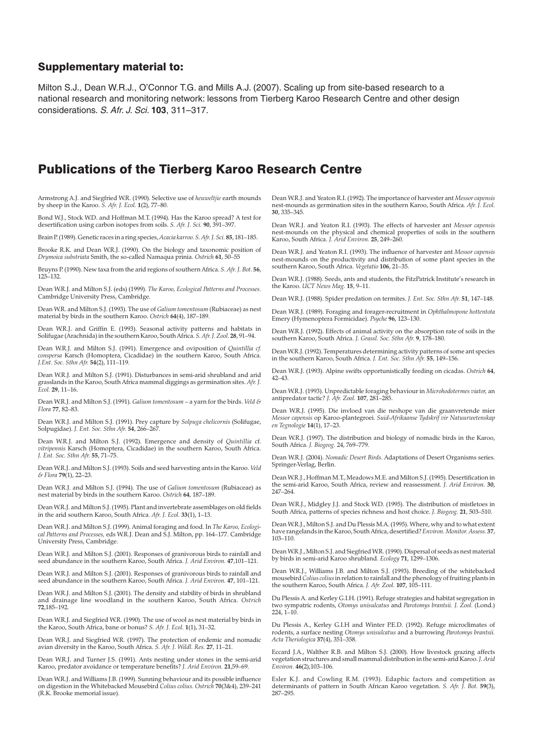## Supplementary material to:

Milton S.J., Dean W.R.J., O'Connor T.G. and Mills A.J. (2007). Scaling up from site-based research to a national research and monitoring network: lessons from Tierberg Karoo Research Centre and other design considerations. *S. Afr. J. Sci.* **103**, 311–317.

# Publications of the Tierberg Karoo Research Centre

Armstrong A.J. and Siegfried W.R. (1990). Selective use of *heuweltjie* earth mounds by sheep in the Karoo. *S. Afr. J. Ecol.* **1**(2), 77–80.

Bond W.J., Stock W.D. and Hoffman M.T. (1994). Has the Karoo spread? A test for desertification using carbon isotopes from soils. *S. Afr. J. Sci.* **90**, 391–397.

Brain P. (1989). Genetic races in a ring species, *Acacia karroo*. *S. Afr. J. Sci.* **85**, 181–185.

Brooke R.K. and Dean W.R.J. (1990). On the biology and taxonomic position of *Drymoica substriata* Smith, the so-called Namaqua prinia. *Ostrich* **61**, 50–55

Bruyns P. (1990). New taxa from the arid regions of southern Africa. *S. Afr. J. Bot.* **56**, 125–132.

Dean W.R.J. and Milton S.J. (eds) (1999). *The Karoo, Ecological Patterns and Processes*. Cambridge University Press, Cambridge.

Dean W.R. and Milton S.J. (1993). The use of *Galium tomentosum* (Rubiaceae) as nest material by birds in the southern Karoo. *Ostrich* **64**(4), 187–189.

Dean W.R.J. and Griffin E. (1993). Seasonal activity patterns and habitats in Solifugae (Arachnida) in the southern Karoo, South Africa. *S. Afr. J. Zool.* **28**, 91–94.

Dean W.R.J. and Milton S.J. (1991). Emergence and oviposition of *Quintillia cf. conspersa* Karsch (Homoptera, Cicadidae) in the southern Karoo, South Africa. *J.Ent. Soc. Sthn Afr.* **54**(2), 111–119.

Dean W.R.J. and Milton S.J. (1991). Disturbances in semi-arid shrubland and arid grasslands in the Karoo, South Africa mammal diggings as germination sites. *Afr. J. Ecol.* **29**, 11–16.

Dean W.R.J. and Milton S.J. (1991). *Galium tomentosum* – a yarn for the birds. *Veld & Flora* **77**, 82–83.

Dean W.R.J. and Milton S.J. (1991). Prey capture by *Solpuga chelicornis* (Solifugae, Solpugidae). *J. Ent. Soc. Sthn Afr.* **54**, 266–267.

Dean W.R.J. and Milton S.J. (1992). Emergence and density of *Quintillia* cf. *vitripennis* Karsch (Homoptera, Cicadidae) in the southern Karoo, South Africa. *J. Ent. Soc. Sthn Afr.* **55**, 71–75.

Dean W.R.J. and Milton S.J. (1993). Soils and seed harvesting ants in the Karoo. *Veld & Flora* **79**(1), 22–23.

Dean W.R.J. and Milton S.J. (1994). The use of *Galium tomentosum* (Rubiaceae) as nest material by birds in the southern Karoo. *Ostrich* **64**, 187–189.

Dean W.R.J. and Milton S.J. (1995). Plant and invertebrate assemblages on old fields in the arid southern Karoo, South Africa. *Afr. J. Ecol.* **33**(1), 1–13.

Dean W.R.J. and Milton S.J. (1999). Animal foraging and food. In *The Karoo, Ecological Patterns and Processes,* eds W.R.J. Dean and S.J. Milton, pp. 164–177. Cambridge University Press, Cambridge.

Dean W.R.J. and Milton S.J. (2001). Responses of granivorous birds to rainfall and seed abundance in the southern Karoo, South Africa. *J. Arid Environ.* **47**,101–121.

Dean W.R.J. and Milton S.J. (2001). Responses of granivorous birds to rainfall and seed abundance in the southern Karoo, South Africa. *J. Arid Environ.* **47**, 101–121.

Dean W.R.J. and Milton S.J. (2001). The density and stability of birds in shrubland and drainage line woodland in the southern Karoo, South Africa. *Ostrich* **72**,185–192.

Dean W.R.J. and Siegfried W.R. (1990). The use of wool as nest material by birds in the Karoo, South Africa, bane or bonus? *S. Afr. J. Ecol.* **1**(1), 31–32.

Dean W.R.J. and Siegfried W.R. (1997). The protection of endemic and nomadic avian diversity in the Karoo, South Africa. *S. Afr. J. Wildl. Res.* **27**, 11–21.

Dean W.R.J. and Turner J.S. (1991). Ants nesting under stones in the semi-arid Karoo, predator avoidance or temperature benefits? *J. Arid Environ.* **21**,59–69.

Dean W.R.J. and Williams J.B. (1999). Sunning behaviour and its possible influence on digestion in the Whitebacked Mousebird *Colius colius. Ostrich* **70**(3&4), 239–241 (R.K. Brooke memorial issue).

Dean W.R.J. and Yeaton R.I. (1992). The importance of harvester ant *Messor capensis* nest-mounds as germination sites in the southern Karoo, South Africa. *Afr. J. Ecol.* **30**, 335–345.

Dean W.R.J. and Yeaton R.I. (1993). The effects of harvester ant *Messor capensis* nest-mounds on the physical and chemical properties of soils in the southern Karoo, South Africa. *J. Arid Environ.* **25**, 249–260.

Dean W.R.J. and Yeaton R.I. (1993). The influence of harvester ant *Messor capensis* nest-mounds on the productivity and distribution of some plant species in the southern Karoo, South Africa. *Vegetatio* **106**, 21–35.

Dean W.R.J. (1988). Seeds, ants and students, the FitzPatrick Institute's research in the Karoo. *UCT News Mag.* **15**, 9–11.

Dean W.R.J. (1988). Spider predation on termites. *J. Ent. Soc. Sthn Afr.* **51**, 147–148.

Dean W.R.J. (1989). Foraging and forager-recruitment in *Ophthalmopone hottentota* Emery (Hymenoptera Formicidae). *Psyche* **96**, 123–130.

Dean W.R.J. (1992). Effects of animal activity on the absorption rate of soils in the southern Karoo, South Africa. *J. Grassl. Soc. Sthn Afr.* **9**, 178–180.

Dean W.R.J. (1992). Temperatures determining activity patterns of some ant species in the southern Karoo, South Africa. *J. Ent. Soc. Sthn Afr.* **55**, 149–156.

Dean W.R.J. (1993). Alpine swifts opportunistically feeding on cicadas. *Ostrich* **64**, 42–43.

Dean W.R.J. (1993). Unpredictable foraging behaviour in *Microhodotermes viator,* an antipredator tactic? *J. Afr. Zool.* **107**, 281–285.

Dean W.R.J. (1995). Die invloed van die neshope van die graanvretende mier *Messor capensis* op Karoo-plantegroei. *Suid-Afrikaanse Tydskrif vir Natuurwetenskap en Tegnologie* **14**(1), 17–23.

Dean W.R.J. (1997). The distribution and biology of nomadic birds in the Karoo, South Africa. *J. Biogeog.* 24, 769–779.

Dean W.R.J. (2004). *Nomadic Desert Birds.* Adaptations of Desert Organisms series. Springer-Verlag, Berlin.

Dean W.R.J., Hoffman M.T., Meadows M.E. and Milton S.J. (1995). Desertification in the semi-arid Karoo, South Africa, review and reassessment. *J. Arid Environ.* **30**, 247–264.

Dean W.R.J., Midgley J.J. and Stock W.D. (1995). The distribution of mistletoes in South Africa, patterns of species richness and host choice. *J. Biogeog.* **21**, 503–510.

Dean W.R.J., Milton S.J. and Du Plessis M.A. (1995). Where, why and to what extent have rangelands in the Karoo, South Africa, desertified? *Environ. Monitor. Assess.* **37**, 103–110.

Dean W.R.J., Milton S.J. and Siegfried W.R. (1990). Dispersal of seeds as nest material by birds in semi-arid Karoo shrubland. *Ecology* **71**, 1299–1306.

Dean W.R.J., Williams J.B. and Milton S.J. (1993). Breeding of the whitebacked mousebird *Colius colius* in relation to rainfall and the phenology of fruiting plants in the southern Karoo, South Africa. *J. Afr. Zool.* **107**, 105–111.

Du Plessis A. and Kerley G.I.H. (1991). Refuge strategies and habitat segregation in two sympatric rodents, *Otomys unisulcatus* and *Parotomys brantsii*. *J. Zool.* (Lond.) 224, 1–10.

Du Plessis A., Kerley G.I.H and Winter P.E.D. (1992). Refuge microclimates of rodents, a surface nesting *Otomys unisulcatus* and a burrowing *Parotomys brantsii. Acta Theriologica* **37**(4), 351–358.

Eccard J.A., Walther R.B. and Milton S.J. (2000). How livestock grazing affects vegetation structures and small mammal distribution in the semi-arid Karoo. *J. Arid Environ.* **46**(2),103–106.

Esler K.J. and Cowling R.M. (1993). Edaphic factors and competition as determinants of pattern in South African Karoo vegetation. *S. Afr. J. Bot.* **59**(3), 287–295.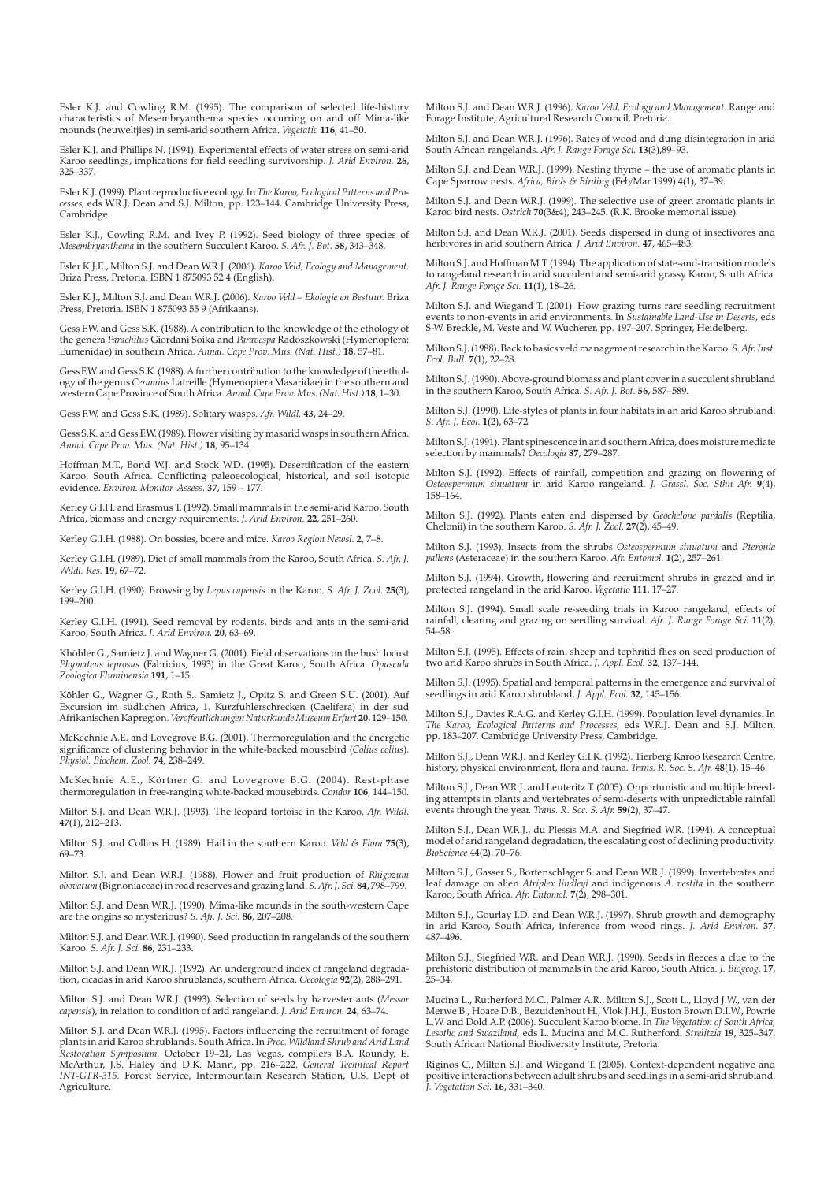Esler K.J. and Cowling R.M. (1995). The comparison of selected life-history characteristics of Mesembryanthema species occurring on and off Mima-like mounds (heuweltjies) in semi-arid southern Africa. *Vegetatio* **116**, 41–50.

Esler K.J. and Phillips N. (1994). Experimental effects of water stress on semi-arid Karoo seedlings, implications for field seedling survivorship. *J. Arid Environ.* **26**, 325–337.

Esler K.J. (1999). Plant reproductive ecology. In *The Karoo, Ecological Patterns and Processes,* eds W.R.J. Dean and S.J. Milton, pp. 123–144. Cambridge University Press, Cambridge.

Esler K.J., Cowling R.M. and Ivey P. (1992). Seed biology of three species of *Mesembryanthema* in the southern Succulent Karoo. *S. Afr. J. Bot.* **58**, 343–348.

Esler K.J.E., Milton S.J. and Dean W.R.J. (2006). *Karoo Veld, Ecology and Management.* Briza Press, Pretoria. ISBN 1 875093 52 4 (English).

Esler K.J., Milton S.J. and Dean W.R.J. (2006). *Karoo Veld – Ekologie en Bestuur.* Briza Press, Pretoria. ISBN 1 875093 55 9 (Afrikaans).

Gess F.W. and Gess S.K. (1988). A contribution to the knowledge of the ethology of the genera *Parachilus* Giordani Soika and *Paravespa* Radoszkowski (Hymenoptera: Eumenidae) in southern Africa. *Annal. Cape Prov. Mus. (Nat. Hist.)* **18**, 57–81.

Gess F.W. and Gess S.K. (1988). A further contribution to the knowledge of the ethology of the genus *Ceramius* Latreille (Hymenoptera Masaridae) in the southern and western Cape Province of South Africa. *Annal. Cape Prov. Mus. (Nat. Hist.)* **18**, 1–30.

Gess F.W. and Gess S.K. (1989). Solitary wasps. *Afr. Wildl.* **43**, 24–29.

Gess S.K. and Gess F.W. (1989). Flower visiting by masarid wasps in southern Africa. *Annal. Cape Prov. Mus. (Nat. Hist.)* **18**, 95–134.

Hoffman M.T., Bond W.J. and Stock W.D. (1995). Desertification of the eastern Karoo, South Africa. Conflicting paleoecological, historical, and soil isotopic evidence. *Environ. Monitor. Assess.* **37**, 159 – 177.

Kerley G.I.H. and Erasmus T. (1992). Small mammals in the semi-arid Karoo, South Africa, biomass and energy requirements. *J. Arid Environ.* **22**, 251–260.

Kerley G.I.H. (1988). On bossies, boere and mice. *Karoo Region Newsl.* **2**, 7–8.

Kerley G.I.H. (1989). Diet of small mammals from the Karoo, South Africa. *S. Afr. J. Wildl. Res.* **19**, 67–72.

Kerley G.I.H. (1990). Browsing by *Lepus capensis* in the Karoo. *S. Afr. J. Zool.* **25**(3), 199–200.

Kerley G.I.H. (1991). Seed removal by rodents, birds and ants in the semi-arid Karoo, South Africa. *J. Arid Environ.* **20**, 63–69.

Khöhler G., Samietz J. and Wagner G. (2001). Field observations on the bush locust *Phymateus leprosus* (Fabricius, 1993) in the Great Karoo, South Africa. *Opuscula Zoologica Fluminensia* **191**, 1–15.

Köhler G., Wagner G., Roth S., Samietz J., Opitz S. and Green S.U. (2001). Auf Excursion im südlichen Africa, 1. Kurzfuhlerschrecken (Caelifera) in der sud Afrikanischen Kapregion. *Veroffentlichungen Naturkunde Museum Erfurt* **20**, 129–150.

McKechnie A.E. and Lovegrove B.G. (2001). Thermoregulation and the energetic significance of clustering behavior in the white-backed mousebird (*Colius colius*). *Physiol. Biochem. Zool.* **74**, 238–249.

McKechnie A.E., Körtner G. and Lovegrove B.G. (2004). Rest-phase thermoregulation in free-ranging white-backed mousebirds. *Condor* **106**, 144–150.

Milton S.J. and Dean W.R.J. (1993). The leopard tortoise in the Karoo. *Afr. Wildl.* **47**(1), 212–213.

Milton S.J. and Collins H. (1989). Hail in the southern Karoo. *Veld & Flora* **75**(3), 69–73.

Milton S.J. and Dean W.R.J. (1988). Flower and fruit production of *Rhigozum obovatum* (Bignoniaceae) in road reserves and grazing land. *S. Afr. J. Sci.* **84**, 798–799.

Milton S.J. and Dean W.R.J. (1990). Mima-like mounds in the south-western Cape are the origins so mysterious? *S. Afr. J. Sci.* **86**, 207–208.

Milton S.J. and Dean W.R.J. (1990). Seed production in rangelands of the southern Karoo. *S. Afr. J. Sci.* **86**, 231–233.

Milton S.J. and Dean W.R.J. (1992). An underground index of rangeland degradation, cicadas in arid Karoo shrublands, southern Africa. *Oecologia* **92**(2), 288–291.

Milton S.J. and Dean W.R.J. (1993). Selection of seeds by harvester ants (*Messor capensis*), in relation to condition of arid rangeland. *J. Arid Environ.* **24**, 63–74.

Milton S.J. and Dean W.R.J. (1995). Factors influencing the recruitment of forage plants in arid Karoo shrublands, South Africa. In *Proc. Wildland Shrub and Arid Land Restoration Symposium.* October 19–21, Las Vegas, compilers B.A. Roundy, E. McArthur, J.S. Haley and D.K. Mann, pp. 216–222. *General Technical Report INT-GTR-315.* Forest Service, Intermountain Research Station, U.S. Dept of Agriculture.

Milton S.J. and Dean W.R.J. (1996). *Karoo Veld, Ecology and Management.* Range and Forage Institute, Agricultural Research Council, Pretoria.

Milton S.J. and Dean W.R.J. (1996). Rates of wood and dung disintegration in arid South African rangelands. *Afr. J. Range Forage Sci.* **13**(3),89–93.

Milton S.J. and Dean W.R.J. (1999). Nesting thyme – the use of aromatic plants in Cape Sparrow nests. *Africa, Birds & Birding* (Feb/Mar 1999) **4**(1), 37–39.

Milton S.J. and Dean W.R.J. (1999). The selective use of green aromatic plants in Karoo bird nests. *Ostrich* **70**(3&4), 243–245. (R.K. Brooke memorial issue).

Milton S.J. and Dean W.R.J. (2001). Seeds dispersed in dung of insectivores and herbivores in arid southern Africa. *J. Arid Environ.* **47**, 465–483.

Milton S.J. and Hoffman M.T. (1994). The application of state-and-transition models to rangeland research in arid succulent and semi-arid grassy Karoo, South Africa. *Afr. J. Range Forage Sci.* **11**(1), 18–26.

Milton S.J. and Wiegand T. (2001). How grazing turns rare seedling recruitment events to non-events in arid environments. In *Sustainable Land-Use in Deserts,* eds S-W. Breckle, M. Veste and W. Wucherer, pp. 197–207. Springer, Heidelberg.

Milton S.J. (1988). Back to basics veld management research in the Karoo. *S. Afr. Inst. Ecol. Bull.* **7**(1), 22–28.

Milton S.J. (1990). Above-ground biomass and plant cover in a succulent shrubland in the southern Karoo, South Africa. *S. Afr. J. Bot.* **56**, 587–589.

Milton S.J. (1990). Life-styles of plants in four habitats in an arid Karoo shrubland. *S. Afr. J. Ecol.* **1**(2), 63–72.

Milton S.J. (1991). Plant spinescence in arid southern Africa, does moisture mediate selection by mammals? *Oecologia* **87**, 279–287.

Milton S.J. (1992). Effects of rainfall, competition and grazing on flowering of *Osteospermum sinuatum* in arid Karoo rangeland. *J. Grassl. Soc. Sthn Afr.* **9**(4), 158–164.

Milton S.J. (1992). Plants eaten and dispersed by *Geochelone pardalis* (Reptilia, Chelonii) in the southern Karoo. *S. Afr. J. Zool.* **27**(2), 45–49.

Milton S.J. (1993). Insects from the shrubs *Osteospermum sinuatum* and *Pteronia pallens* (Asteraceae) in the southern Karoo. *Afr. Entomol.* **1**(2), 257–261.

Milton S.J. (1994). Growth, flowering and recruitment shrubs in grazed and in protected rangeland in the arid Karoo. *Vegetatio* **111**, 17–27.

Milton S.J. (1994). Small scale re-seeding trials in Karoo rangeland, effects of rainfall, clearing and grazing on seedling survival. *Afr. J. Range Forage Sci.* **11**(2), 54–58.

Milton S.J. (1995). Effects of rain, sheep and tephritid flies on seed production of two arid Karoo shrubs in South Africa. *J. Appl. Ecol.* **32**, 137–144.

Milton S.J. (1995). Spatial and temporal patterns in the emergence and survival of seedlings in arid Karoo shrubland. *J. Appl. Ecol.* **32**, 145–156.

Milton S.J., Davies R.A.G. and Kerley G.I.H. (1999). Population level dynamics. In *The Karoo, Ecological Patterns and Processes,* eds W.R.J. Dean and S.J. Milton, pp. 183–207. Cambridge University Press, Cambridge.

Milton S.J., Dean W.R.J. and Kerley G.I.K. (1992). Tierberg Karoo Research Centre, history, physical environment, flora and fauna. *Trans. R. Soc. S. Afr.* **48**(1), 15–46.

Milton S.J., Dean W.R.J. and Leuteritz T. (2005). Opportunistic and multiple breeding attempts in plants and vertebrates of semi-deserts with unpredictable rainfall events through the year. *Trans. R. Soc. S. Afr.* **59**(2), 37–47.

Milton S.J., Dean W.R.J., du Plessis M.A. and Siegfried W.R. (1994). A conceptual model of arid rangeland degradation, the escalating cost of declining productivity. *BioScience* **44**(2), 70–76.

Milton S.J., Gasser S., Bortenschlager S. and Dean W.R.J. (1999). Invertebrates and leaf damage on alien *Atriplex lindleyi* and indigenous *A. vestita* in the southern Karoo, South Africa. *Afr. Entomol.* **7**(2), 298–301.

Milton S.J., Gourlay I.D. and Dean W.R.J. (1997). Shrub growth and demography in arid Karoo, South Africa, inference from wood rings. *J. Arid Environ.* **37**, 487–496.

Milton S.J., Siegfried W.R. and Dean W.R.J. (1990). Seeds in fleeces a clue to the prehistoric distribution of mammals in the arid Karoo, South Africa. *J. Biogeog.* **17**, 25–34.

Mucina L., Rutherford M.C., Palmer A.R., Milton S.J., Scott L., Lloyd J.W., van der Merwe B., Hoare D.B., Bezuidenhout H., Vlok J.H.J., Euston Brown D.I.W., Powrie L.W. and Dold A.P. (2006). Succulent Karoo biome. In *The Vegetation of South Africa, Lesotho and Swaziland,* eds L. Mucina and M.C. Rutherford. *Strelitzia* **19**, 325–347. South African National Biodiversity Institute, Pretoria.

Riginos C., Milton S.J. and Wiegand T. (2005). Context-dependent negative and positive interactions between adult shrubs and seedlings in a semi-arid shrubland. *J. Vegetation Sci.* **16**, 331–340.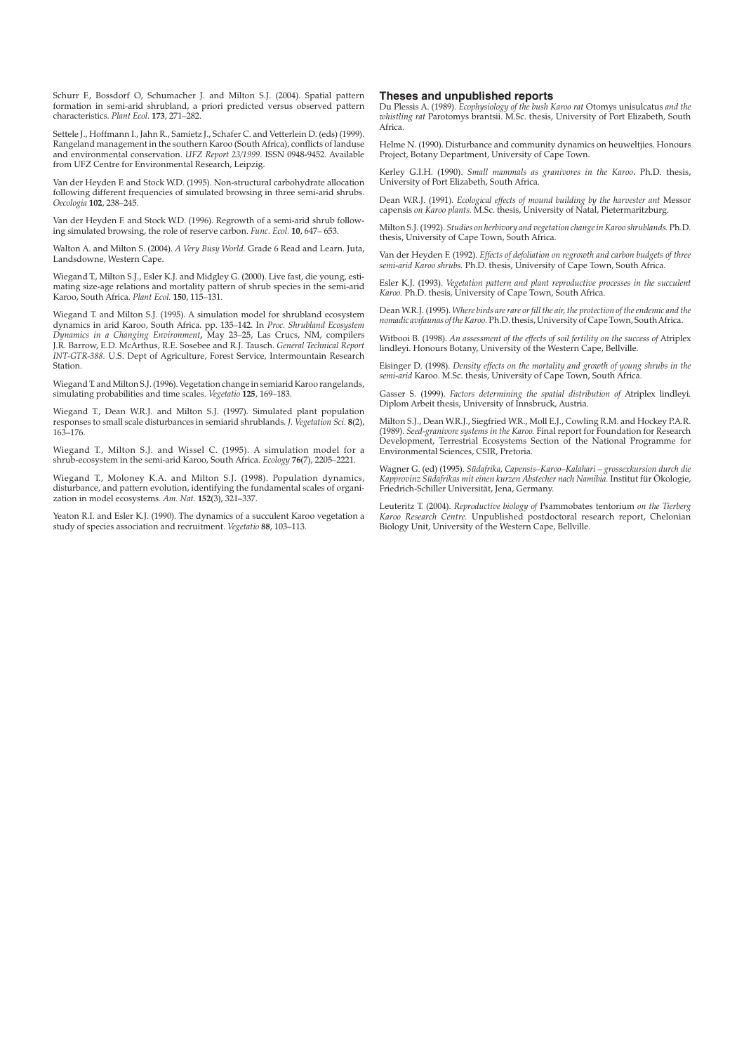Schurr F., Bossdorf O, Schumacher J. and Milton S.J. (2004). Spatial pattern formation in semi-arid shrubland, a priori predicted versus observed pattern characteristics. *Plant Ecol.* **173**, 271–282.

Settele J., Hoffmann I., Jahn R., Samietz J., Schafer C. and Vetterlein D. (eds) (1999). Rangeland management in the southern Karoo (South Africa), conflicts of landuse and environmental conservation. *UFZ Report 23/1999.* ISSN 0948-9452. Available from UFZ Centre for Environmental Research, Leipzig.

Van der Heyden F. and Stock W.D. (1995). Non-structural carbohydrate allocation following different frequencies of simulated browsing in three semi-arid shrubs. *Oecologia* **102**, 238–245.

Van der Heyden F. and Stock W.D. (1996). Regrowth of a semi-arid shrub following simulated browsing, the role of reserve carbon. *Func. Ecol.* **10**, 647– 653.

Walton A. and Milton S. (2004). *A Very Busy World.* Grade 6 Read and Learn. Juta, Landsdowne, Western Cape.

Wiegand T., Milton S.J., Esler K.J. and Midgley G. (2000). Live fast, die young, estimating size-age relations and mortality pattern of shrub species in the semi-arid Karoo, South Africa. *Plant Ecol.* **150**, 115–131.

Wiegand T. and Milton S.J. (1995). A simulation model for shrubland ecosystem dynamics in arid Karoo, South Africa. pp. 135–142. In *Proc. Shrubland Ecosystem Dynamics in a Changing Environment*, May 23–25, Las Crucs, NM, compilers J.R. Barrow, E.D. McArthus, R.E. Sosebee and R.J. Tausch. *General Technical Report INT-GTR-388.* U.S. Dept of Agriculture, Forest Service, Intermountain Research Station.

Wiegand T. and Milton S.J. (1996). Vegetation change in semiarid Karoo rangelands, simulating probabilities and time scales. *Vegetatio* **125**, 169–183.

Wiegand T., Dean W.R.J. and Milton S.J. (1997). Simulated plant population responses to small scale disturbances in semiarid shrublands. *J. Vegetation Sci.* **8**(2), 163–176.

Wiegand T., Milton S.J. and Wissel C. (1995). A simulation model for a shrub-ecosystem in the semi-arid Karoo, South Africa. *Ecology* **76**(7), 2205–2221.

Wiegand T., Moloney K.A. and Milton S.J. (1998). Population dynamics, disturbance, and pattern evolution, identifying the fundamental scales of organization in model ecosystems. *Am. Nat.* **152**(3), 321–337.

Yeaton R.I. and Esler K.J. (1990). The dynamics of a succulent Karoo vegetation a study of species association and recruitment. *Vegetatio* **88**, 103–113.

## Theses and unpublished reports

Du Plessis A. (1989). *Ecophysiology of the bush Karoo rat* Otomys unisulcatus *and the whistling rat* Parotomys brantsii. M.Sc. thesis, University of Port Elizabeth, South Africa.

Helme N. (1990). Disturbance and community dynamics on heuweltjies. Honours Project, Botany Department, University of Cape Town.

Kerley G.I.H. (1990). *Small mammals as granivores in the Karoo***.** Ph.D. thesis, University of Port Elizabeth, South Africa.

Dean W.R.J. (1991). *Ecological effects of mound building by the harvester ant* Messor capensis *on Karoo plants.* M.Sc. thesis, University of Natal, Pietermaritzburg.

Milton S.J. (1992). *Studies on herbivory and vegetation change in Karoo shrublands.* Ph.D. thesis, University of Cape Town, South Africa.

Van der Heyden F. (1992). *Effects of defoliation on regrowth and carbon budgets of three semi-arid Karoo shrubs.* Ph.D. thesis, University of Cape Town, South Africa.

Esler K.J. (1993). *Vegetation pattern and plant reproductive processes in the succulent Karoo.* Ph.D. thesis, University of Cape Town, South Africa.

Dean W.R.J. (1995). *Where birds are rare or fill the air, the protection of the endemic and the nomadic avifaunas of the Karoo.* Ph.D. thesis, University of Cape Town, South Africa.

Witbooi B. (1998). *An assessment of the effects of soil fertility on the success of* Atriplex lindleyi. Honours Botany, University of the Western Cape, Bellville.

Eisinger D. (1998). *Density effects on the mortality and growth of young shrubs in the semi-arid* Karoo. M.Sc. thesis, University of Cape Town, South Africa.

Gasser S. (1999). *Factors determining the spatial distribution of* Atriplex lindleyi. Diplom Arbeit thesis, University of Innsbruck, Austria.

Milton S.J., Dean W.R.J., Siegfried W.R., Moll E.J., Cowling R.M. and Hockey P.A.R. (1989). *Seed-granivore systems in the Karoo.* Final report for Foundation for Research Development, Terrestrial Ecosystems Section of the National Programme for Environmental Sciences, CSIR, Pretoria.

Wagner G. (ed) (1995). *Südafrika, Capensis–Karoo–Kalahari – grossexkursion durch die Kapprovinz Südafrikas mit einen kurzen Abstecher nach Namibia.* Institut für Ökologie, Friedrich-Schiller Universität, Jena, Germany.

Leuteritz T. (2004). *Reproductive biology of* Psammobates tentorium *on the Tierberg Karoo Research Centre.* Unpublished postdoctoral research report, Chelonian Biology Unit, University of the Western Cape, Bellville.